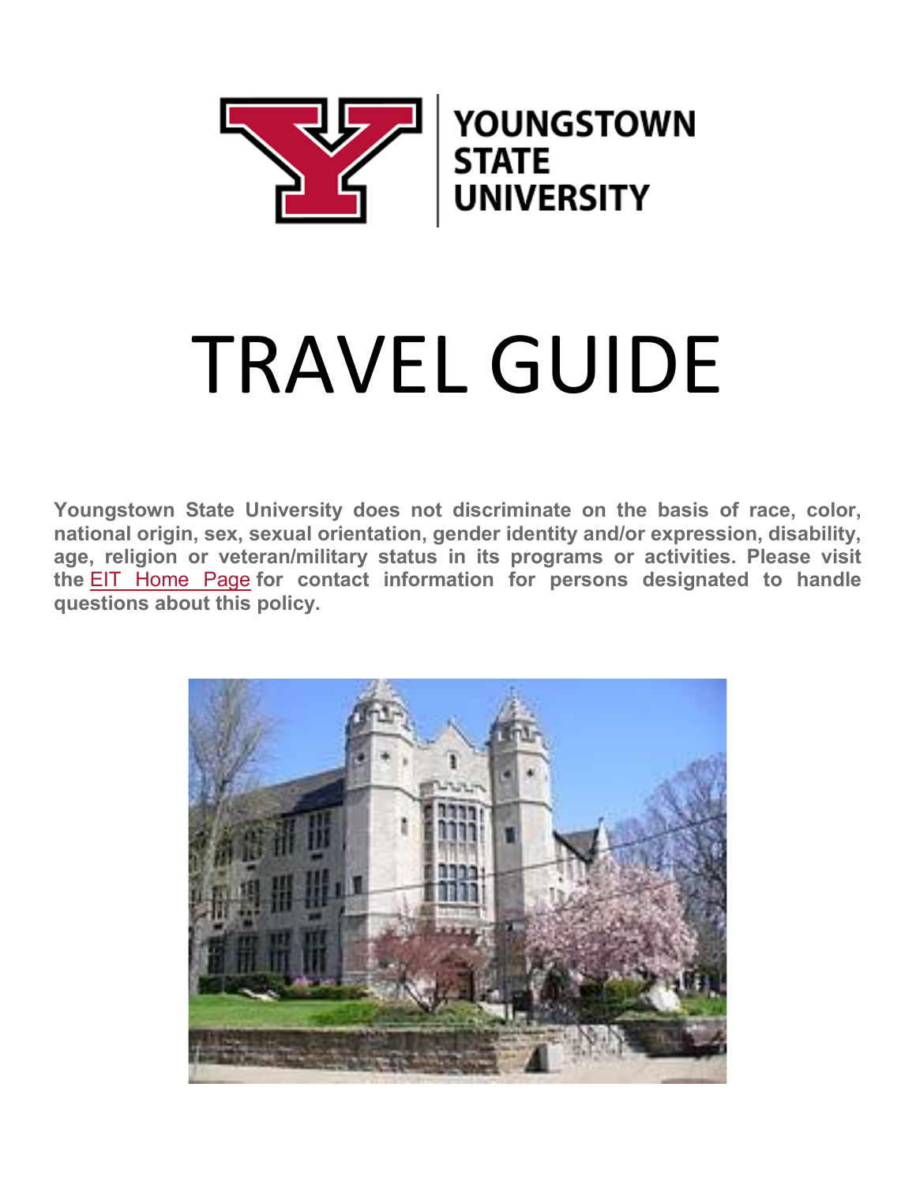YOUNGSTOWN STATE UNIVERSITY

# TRAVEL GUIDE

**Youngstown State University does not discriminate on the basis of race, color, national origin, sex, sexual orientation, gender identity and/or expression, disability, age, religion or veteran/military status in its programs or activities. Please visit the EIT Home Page for contact information for persons designated to handle questions about this policy.**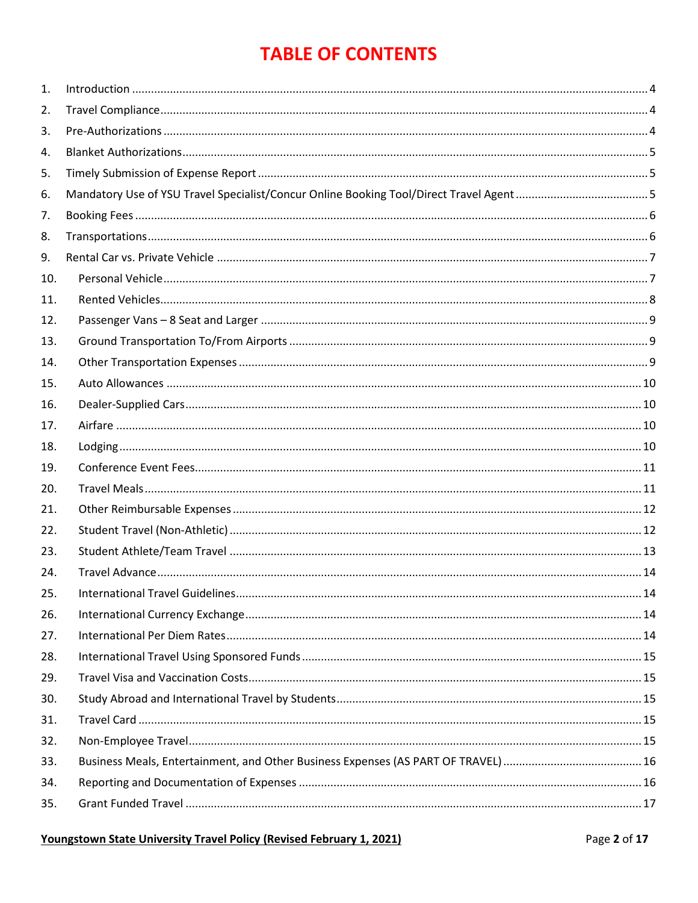# TABLE OF CONTENTS

1. Introduction ..... 4
2. Travel Compliance ..... 4
3. Pre-Authorizations ..... 4
4. Blanket Authorizations ..... 5
5. Timely Submission of Expense Report ..... 5
6. Mandatory Use of YSU Travel Specialist/Concur Online Booking Tool/Direct Travel Agent ..... 5
7. Booking Fees ..... 6
8. Transportations ..... 6
9. Rental Car vs. Private Vehicle ..... 7
10. Personal Vehicle ..... 7
11. Rented Vehicles ..... 8
12. Passenger Vans – 8 Seat and Larger ..... 9
13. Ground Transportation To/From Airports ..... 9
14. Other Transportation Expenses ..... 9
15. Auto Allowances ..... 10
16. Dealer-Supplied Cars ..... 10
17. Airfare ..... 10
18. Lodging ..... 10
19. Conference Event Fees ..... 11
20. Travel Meals ..... 11
21. Other Reimbursable Expenses ..... 12
22. Student Travel (Non-Athletic) ..... 12
23. Student Athlete/Team Travel ..... 13
24. Travel Advance ..... 14
25. International Travel Guidelines ..... 14
26. International Currency Exchange ..... 14
27. International Per Diem Rates ..... 14
28. International Travel Using Sponsored Funds ..... 15
29. Travel Visa and Vaccination Costs ..... 15
30. Study Abroad and International Travel by Students ..... 15
31. Travel Card ..... 15
32. Non-Employee Travel ..... 15
33. Business Meals, Entertainment, and Other Business Expenses (AS PART OF TRAVEL) ..... 16
34. Reporting and Documentation of Expenses ..... 16
35. Grant Funded Travel ..... 17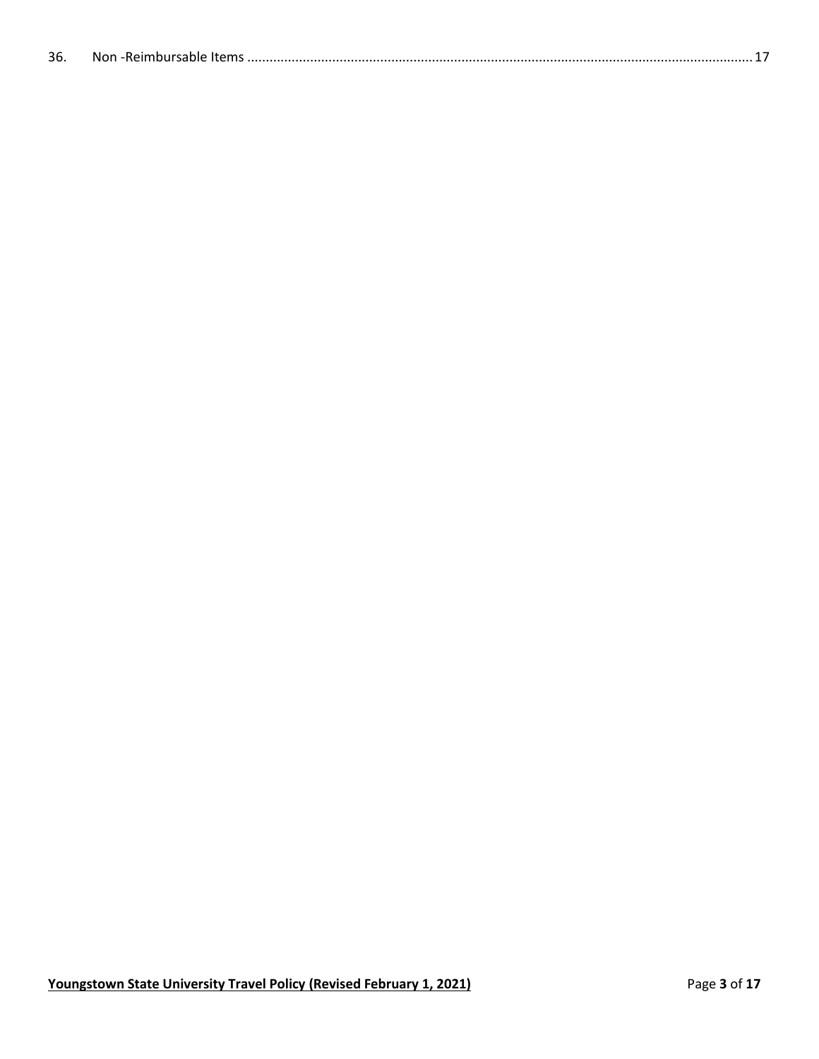36. Non -Reimbursable Items ........................................................................................................................................ 17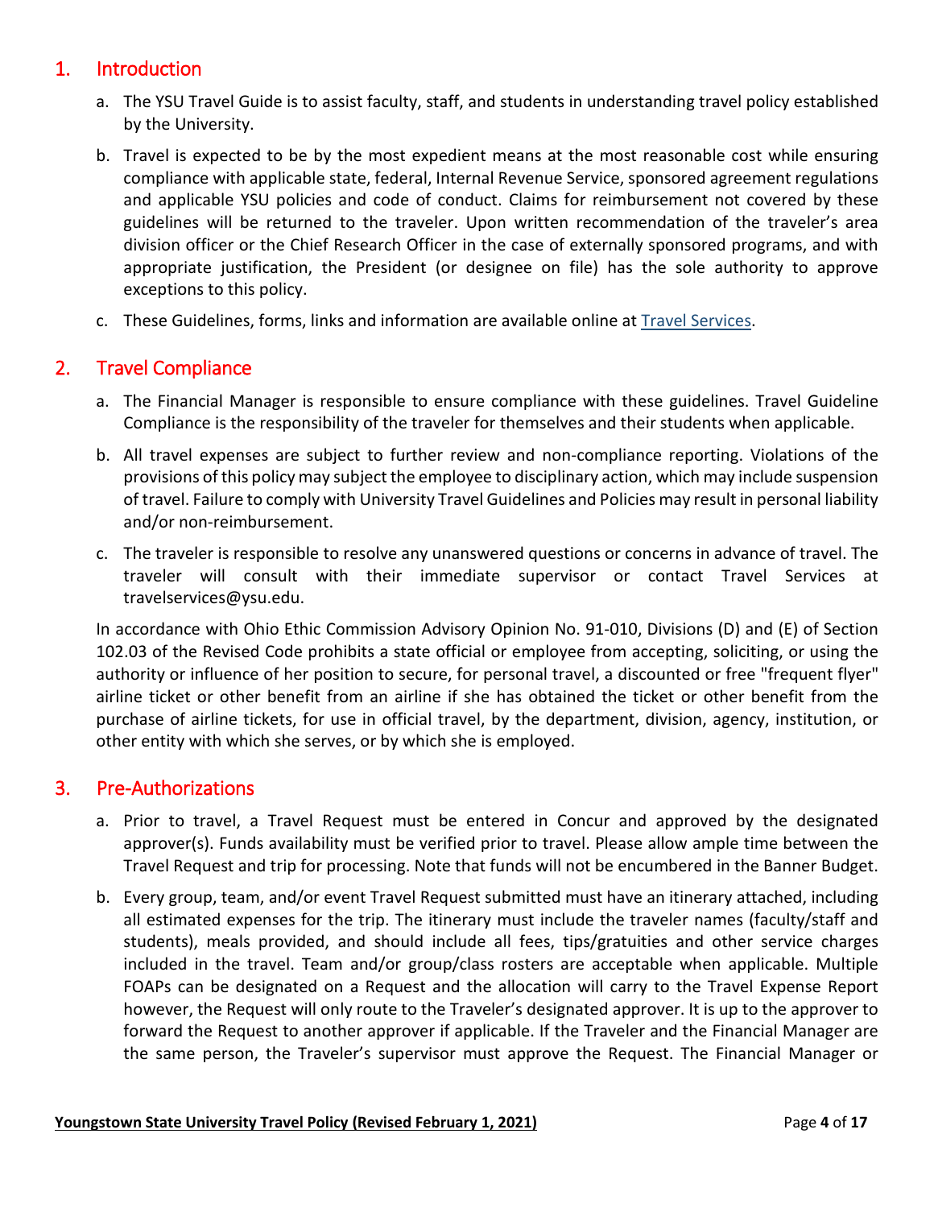## 1. Introduction

a. The YSU Travel Guide is to assist faculty, staff, and students in understanding travel policy established by the University.

b. Travel is expected to be by the most expedient means at the most reasonable cost while ensuring compliance with applicable state, federal, Internal Revenue Service, sponsored agreement regulations and applicable YSU policies and code of conduct. Claims for reimbursement not covered by these guidelines will be returned to the traveler. Upon written recommendation of the traveler's area division officer or the Chief Research Officer in the case of externally sponsored programs, and with appropriate justification, the President (or designee on file) has the sole authority to approve exceptions to this policy.

c. These Guidelines, forms, links and information are available online at Travel Services.

## 2. Travel Compliance

a. The Financial Manager is responsible to ensure compliance with these guidelines. Travel Guideline Compliance is the responsibility of the traveler for themselves and their students when applicable.

b. All travel expenses are subject to further review and non-compliance reporting. Violations of the provisions of this policy may subject the employee to disciplinary action, which may include suspension of travel. Failure to comply with University Travel Guidelines and Policies may result in personal liability and/or non-reimbursement.

c. The traveler is responsible to resolve any unanswered questions or concerns in advance of travel. The traveler will consult with their immediate supervisor or contact Travel Services at travelservices@ysu.edu.

In accordance with Ohio Ethic Commission Advisory Opinion No. 91-010, Divisions (D) and (E) of Section 102.03 of the Revised Code prohibits a state official or employee from accepting, soliciting, or using the authority or influence of her position to secure, for personal travel, a discounted or free "frequent flyer" airline ticket or other benefit from an airline if she has obtained the ticket or other benefit from the purchase of airline tickets, for use in official travel, by the department, division, agency, institution, or other entity with which she serves, or by which she is employed.

## 3. Pre-Authorizations

a. Prior to travel, a Travel Request must be entered in Concur and approved by the designated approver(s). Funds availability must be verified prior to travel. Please allow ample time between the Travel Request and trip for processing. Note that funds will not be encumbered in the Banner Budget.

b. Every group, team, and/or event Travel Request submitted must have an itinerary attached, including all estimated expenses for the trip. The itinerary must include the traveler names (faculty/staff and students), meals provided, and should include all fees, tips/gratuities and other service charges included in the travel. Team and/or group/class rosters are acceptable when applicable. Multiple FOAPs can be designated on a Request and the allocation will carry to the Travel Expense Report however, the Request will only route to the Traveler's designated approver. It is up to the approver to forward the Request to another approver if applicable. If the Traveler and the Financial Manager are the same person, the Traveler's supervisor must approve the Request. The Financial Manager or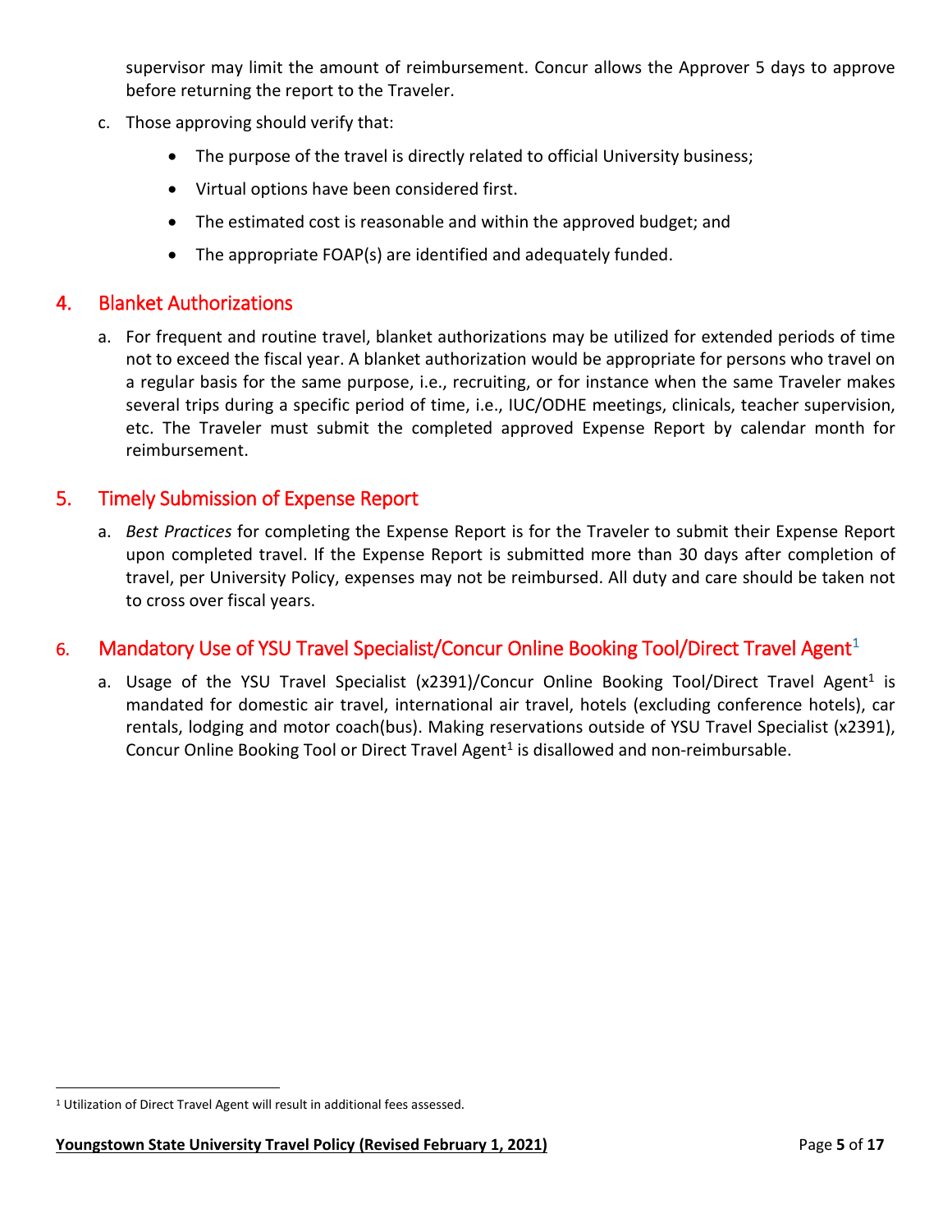supervisor may limit the amount of reimbursement. Concur allows the Approver 5 days to approve before returning the report to the Traveler.

c. Those approving should verify that:

- The purpose of the travel is directly related to official University business;
- Virtual options have been considered first.
- The estimated cost is reasonable and within the approved budget; and
- The appropriate FOAP(s) are identified and adequately funded.

## 4. Blanket Authorizations

a. For frequent and routine travel, blanket authorizations may be utilized for extended periods of time not to exceed the fiscal year. A blanket authorization would be appropriate for persons who travel on a regular basis for the same purpose, i.e., recruiting, or for instance when the same Traveler makes several trips during a specific period of time, i.e., IUC/ODHE meetings, clinicals, teacher supervision, etc. The Traveler must submit the completed approved Expense Report by calendar month for reimbursement.

## 5. Timely Submission of Expense Report

a. *Best Practices* for completing the Expense Report is for the Traveler to submit their Expense Report upon completed travel. If the Expense Report is submitted more than 30 days after completion of travel, per University Policy, expenses may not be reimbursed. All duty and care should be taken not to cross over fiscal years.

## 6. Mandatory Use of YSU Travel Specialist/Concur Online Booking Tool/Direct Travel Agent[1]

a. Usage of the YSU Travel Specialist (x2391)/Concur Online Booking Tool/Direct Travel Agent[1] is mandated for domestic air travel, international air travel, hotels (excluding conference hotels), car rentals, lodging and motor coach(bus). Making reservations outside of YSU Travel Specialist (x2391), Concur Online Booking Tool or Direct Travel Agent[1] is disallowed and non-reimbursable.

---

[1] Utilization of Direct Travel Agent will result in additional fees assessed.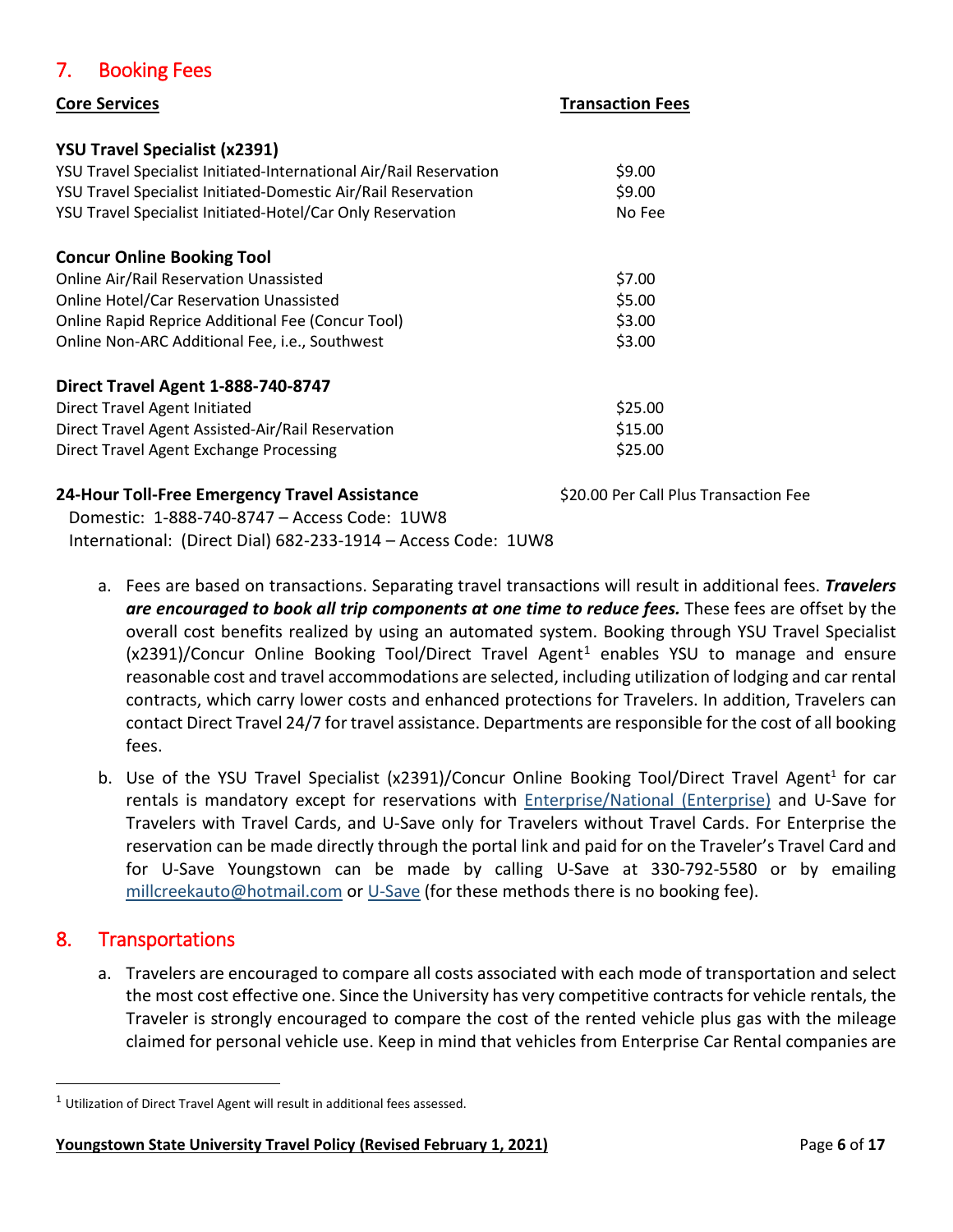## 7. Booking Fees

| Core Services | Transaction Fees |
|---|---|
| **YSU Travel Specialist (x2391)** | |
| YSU Travel Specialist Initiated-International Air/Rail Reservation | $9.00 |
| YSU Travel Specialist Initiated-Domestic Air/Rail Reservation | $9.00 |
| YSU Travel Specialist Initiated-Hotel/Car Only Reservation | No Fee |
| **Concur Online Booking Tool** | |
| Online Air/Rail Reservation Unassisted | $7.00 |
| Online Hotel/Car Reservation Unassisted | $5.00 |
| Online Rapid Reprice Additional Fee (Concur Tool) | $3.00 |
| Online Non-ARC Additional Fee, i.e., Southwest | $3.00 |
| **Direct Travel Agent 1-888-740-8747** | |
| Direct Travel Agent Initiated | $25.00 |
| Direct Travel Agent Assisted-Air/Rail Reservation | $15.00 |
| Direct Travel Agent Exchange Processing | $25.00 |
| **24-Hour Toll-Free Emergency Travel Assistance** | $20.00 Per Call Plus Transaction Fee |

Domestic: 1-888-740-8747 – Access Code: 1UW8
International: (Direct Dial) 682-233-1914 – Access Code: 1UW8

a. Fees are based on transactions. Separating travel transactions will result in additional fees. ***Travelers are encouraged to book all trip components at one time to reduce fees.*** These fees are offset by the overall cost benefits realized by using an automated system. Booking through YSU Travel Specialist (x2391)/Concur Online Booking Tool/Direct Travel Agent[1] enables YSU to manage and ensure reasonable cost and travel accommodations are selected, including utilization of lodging and car rental contracts, which carry lower costs and enhanced protections for Travelers. In addition, Travelers can contact Direct Travel 24/7 for travel assistance. Departments are responsible for the cost of all booking fees.

b. Use of the YSU Travel Specialist (x2391)/Concur Online Booking Tool/Direct Travel Agent[1] for car rentals is mandatory except for reservations with Enterprise/National (Enterprise) and U-Save for Travelers with Travel Cards, and U-Save only for Travelers without Travel Cards. For Enterprise the reservation can be made directly through the portal link and paid for on the Traveler's Travel Card and for U-Save Youngstown can be made by calling U-Save at 330-792-5580 or by emailing millcreekauto@hotmail.com or U-Save (for these methods there is no booking fee).

## 8. Transportations

a. Travelers are encouraged to compare all costs associated with each mode of transportation and select the most cost effective one. Since the University has very competitive contracts for vehicle rentals, the Traveler is strongly encouraged to compare the cost of the rented vehicle plus gas with the mileage claimed for personal vehicle use. Keep in mind that vehicles from Enterprise Car Rental companies are

[1] Utilization of Direct Travel Agent will result in additional fees assessed.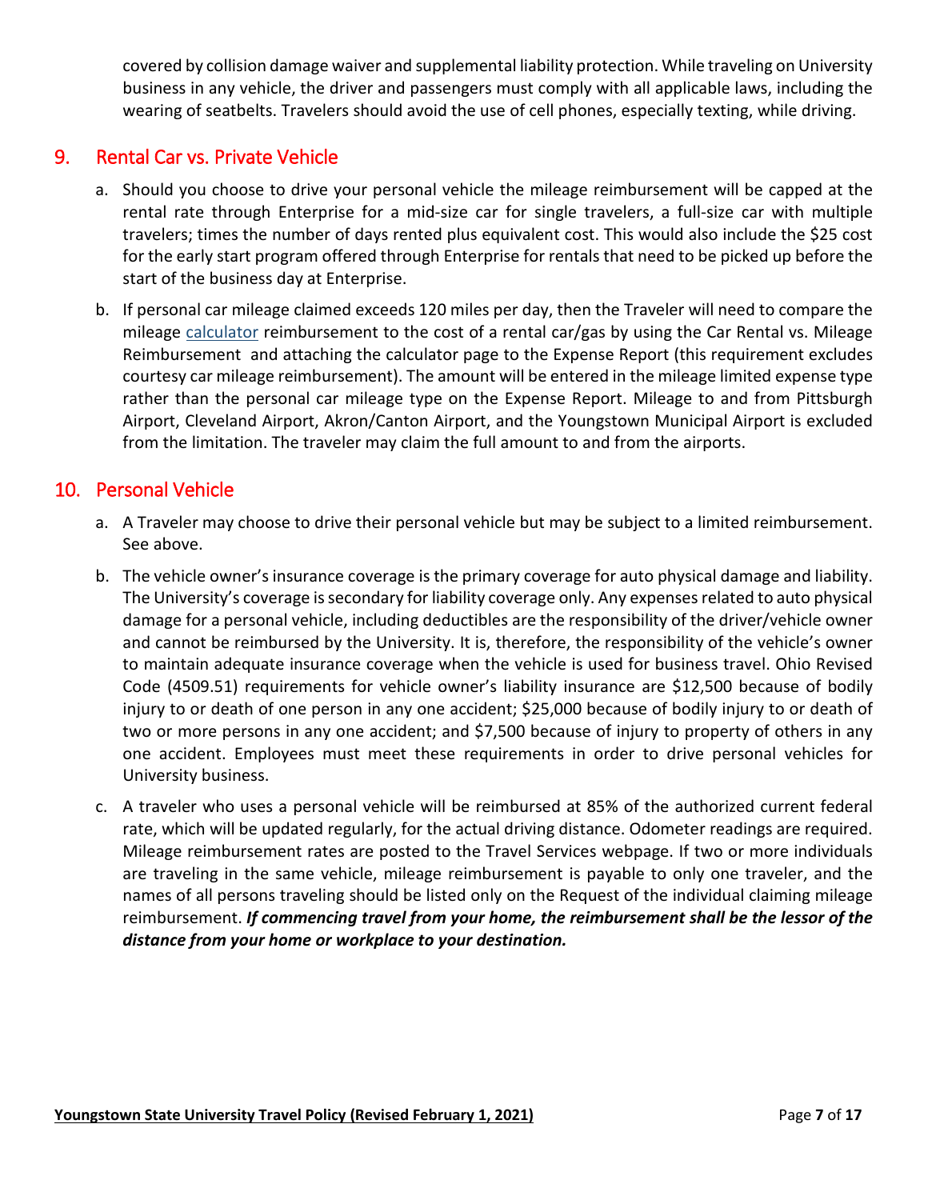covered by collision damage waiver and supplemental liability protection. While traveling on University business in any vehicle, the driver and passengers must comply with all applicable laws, including the wearing of seatbelts. Travelers should avoid the use of cell phones, especially texting, while driving.

## 9. Rental Car vs. Private Vehicle

a. Should you choose to drive your personal vehicle the mileage reimbursement will be capped at the rental rate through Enterprise for a mid-size car for single travelers, a full-size car with multiple travelers; times the number of days rented plus equivalent cost. This would also include the $25 cost for the early start program offered through Enterprise for rentals that need to be picked up before the start of the business day at Enterprise.

b. If personal car mileage claimed exceeds 120 miles per day, then the Traveler will need to compare the mileage calculator reimbursement to the cost of a rental car/gas by using the Car Rental vs. Mileage Reimbursement and attaching the calculator page to the Expense Report (this requirement excludes courtesy car mileage reimbursement). The amount will be entered in the mileage limited expense type rather than the personal car mileage type on the Expense Report. Mileage to and from Pittsburgh Airport, Cleveland Airport, Akron/Canton Airport, and the Youngstown Municipal Airport is excluded from the limitation. The traveler may claim the full amount to and from the airports.

## 10. Personal Vehicle

a. A Traveler may choose to drive their personal vehicle but may be subject to a limited reimbursement. See above.

b. The vehicle owner's insurance coverage is the primary coverage for auto physical damage and liability. The University's coverage is secondary for liability coverage only. Any expenses related to auto physical damage for a personal vehicle, including deductibles are the responsibility of the driver/vehicle owner and cannot be reimbursed by the University. It is, therefore, the responsibility of the vehicle's owner to maintain adequate insurance coverage when the vehicle is used for business travel. Ohio Revised Code (4509.51) requirements for vehicle owner's liability insurance are $12,500 because of bodily injury to or death of one person in any one accident; $25,000 because of bodily injury to or death of two or more persons in any one accident; and $7,500 because of injury to property of others in any one accident. Employees must meet these requirements in order to drive personal vehicles for University business.

c. A traveler who uses a personal vehicle will be reimbursed at 85% of the authorized current federal rate, which will be updated regularly, for the actual driving distance. Odometer readings are required. Mileage reimbursement rates are posted to the Travel Services webpage. If two or more individuals are traveling in the same vehicle, mileage reimbursement is payable to only one traveler, and the names of all persons traveling should be listed only on the Request of the individual claiming mileage reimbursement. ***If commencing travel from your home, the reimbursement shall be the lessor of the distance from your home or workplace to your destination.***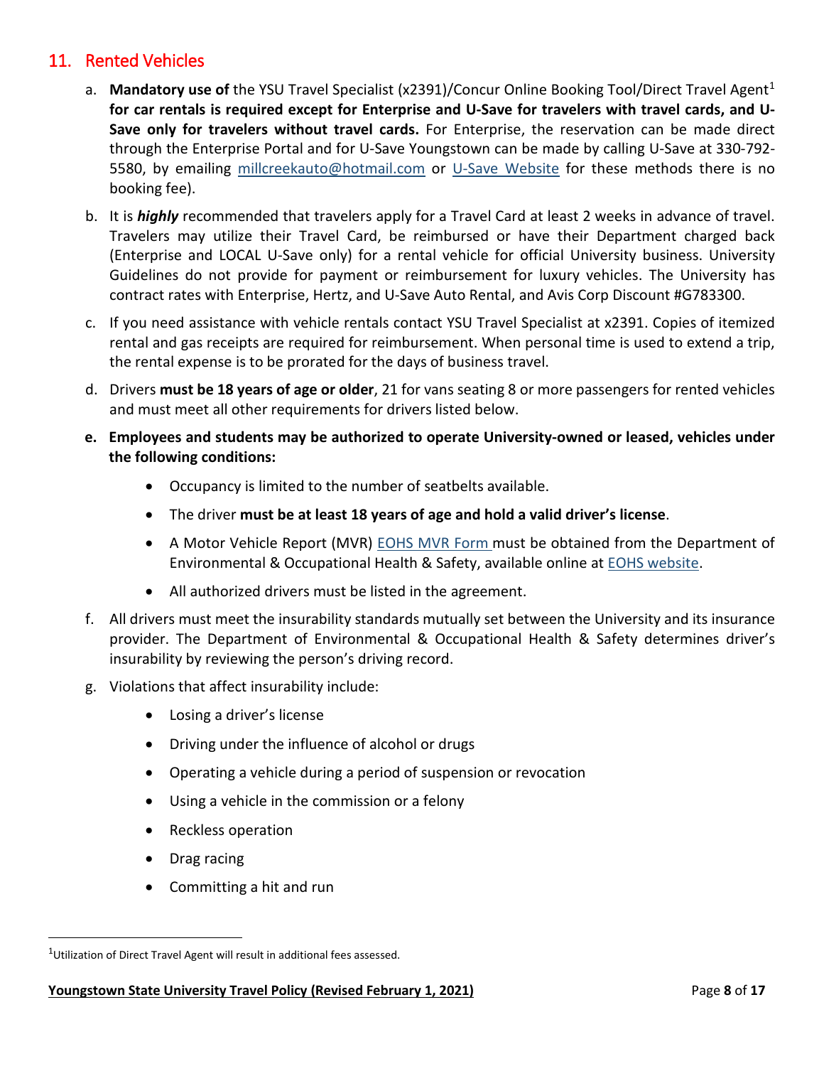## 11. Rented Vehicles

a. **Mandatory use of** the YSU Travel Specialist (x2391)/Concur Online Booking Tool/Direct Travel Agent[1] **for car rentals is required except for Enterprise and U-Save for travelers with travel cards, and U-Save only for travelers without travel cards.** For Enterprise, the reservation can be made direct through the Enterprise Portal and for U-Save Youngstown can be made by calling U-Save at 330-792-5580, by emailing millcreekauto@hotmail.com or U-Save Website for these methods there is no booking fee).

b. It is ***highly*** recommended that travelers apply for a Travel Card at least 2 weeks in advance of travel. Travelers may utilize their Travel Card, be reimbursed or have their Department charged back (Enterprise and LOCAL U-Save only) for a rental vehicle for official University business. University Guidelines do not provide for payment or reimbursement for luxury vehicles. The University has contract rates with Enterprise, Hertz, and U-Save Auto Rental, and Avis Corp Discount #G783300.

c. If you need assistance with vehicle rentals contact YSU Travel Specialist at x2391. Copies of itemized rental and gas receipts are required for reimbursement. When personal time is used to extend a trip, the rental expense is to be prorated for the days of business travel.

d. Drivers **must be 18 years of age or older**, 21 for vans seating 8 or more passengers for rented vehicles and must meet all other requirements for drivers listed below.

e. **Employees and students may be authorized to operate University-owned or leased, vehicles under the following conditions:**

- Occupancy is limited to the number of seatbelts available.
- The driver **must be at least 18 years of age and hold a valid driver's license**.
- A Motor Vehicle Report (MVR) EOHS MVR Form must be obtained from the Department of Environmental & Occupational Health & Safety, available online at EOHS website.
- All authorized drivers must be listed in the agreement.

f. All drivers must meet the insurability standards mutually set between the University and its insurance provider. The Department of Environmental & Occupational Health & Safety determines driver's insurability by reviewing the person's driving record.

g. Violations that affect insurability include:

- Losing a driver's license
- Driving under the influence of alcohol or drugs
- Operating a vehicle during a period of suspension or revocation
- Using a vehicle in the commission or a felony
- Reckless operation
- Drag racing
- Committing a hit and run

[1] Utilization of Direct Travel Agent will result in additional fees assessed.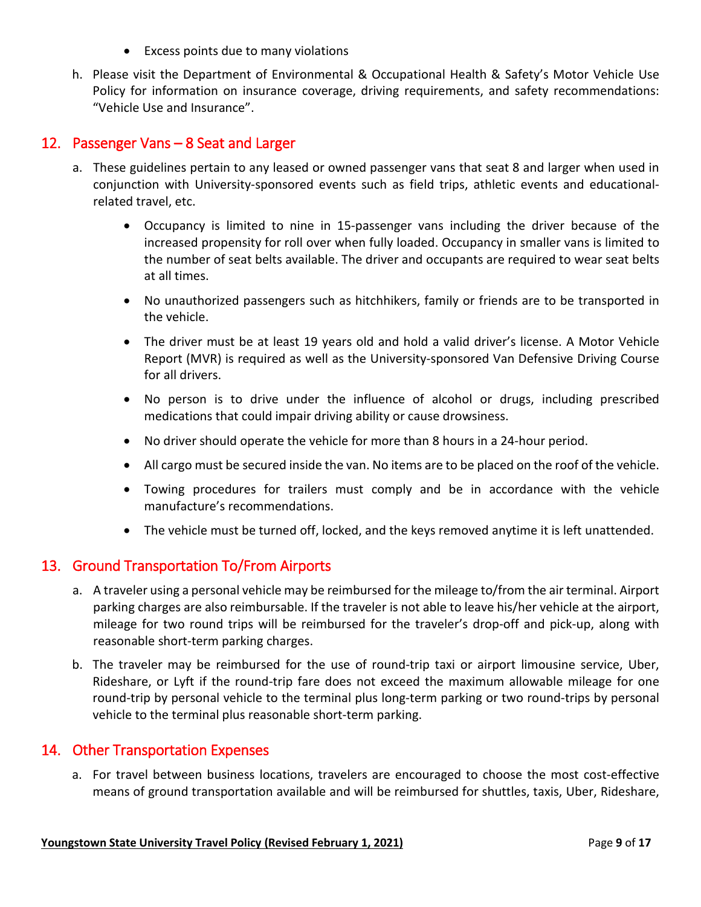- Excess points due to many violations

h. Please visit the Department of Environmental & Occupational Health & Safety's Motor Vehicle Use Policy for information on insurance coverage, driving requirements, and safety recommendations: "Vehicle Use and Insurance".

## 12. Passenger Vans – 8 Seat and Larger

a. These guidelines pertain to any leased or owned passenger vans that seat 8 and larger when used in conjunction with University-sponsored events such as field trips, athletic events and educational-related travel, etc.

- Occupancy is limited to nine in 15-passenger vans including the driver because of the increased propensity for roll over when fully loaded. Occupancy in smaller vans is limited to the number of seat belts available. The driver and occupants are required to wear seat belts at all times.
- No unauthorized passengers such as hitchhikers, family or friends are to be transported in the vehicle.
- The driver must be at least 19 years old and hold a valid driver's license. A Motor Vehicle Report (MVR) is required as well as the University-sponsored Van Defensive Driving Course for all drivers.
- No person is to drive under the influence of alcohol or drugs, including prescribed medications that could impair driving ability or cause drowsiness.
- No driver should operate the vehicle for more than 8 hours in a 24-hour period.
- All cargo must be secured inside the van. No items are to be placed on the roof of the vehicle.
- Towing procedures for trailers must comply and be in accordance with the vehicle manufacture's recommendations.
- The vehicle must be turned off, locked, and the keys removed anytime it is left unattended.

## 13. Ground Transportation To/From Airports

a. A traveler using a personal vehicle may be reimbursed for the mileage to/from the air terminal. Airport parking charges are also reimbursable. If the traveler is not able to leave his/her vehicle at the airport, mileage for two round trips will be reimbursed for the traveler's drop-off and pick-up, along with reasonable short-term parking charges.

b. The traveler may be reimbursed for the use of round-trip taxi or airport limousine service, Uber, Rideshare, or Lyft if the round-trip fare does not exceed the maximum allowable mileage for one round-trip by personal vehicle to the terminal plus long-term parking or two round-trips by personal vehicle to the terminal plus reasonable short-term parking.

## 14. Other Transportation Expenses

a. For travel between business locations, travelers are encouraged to choose the most cost-effective means of ground transportation available and will be reimbursed for shuttles, taxis, Uber, Rideshare,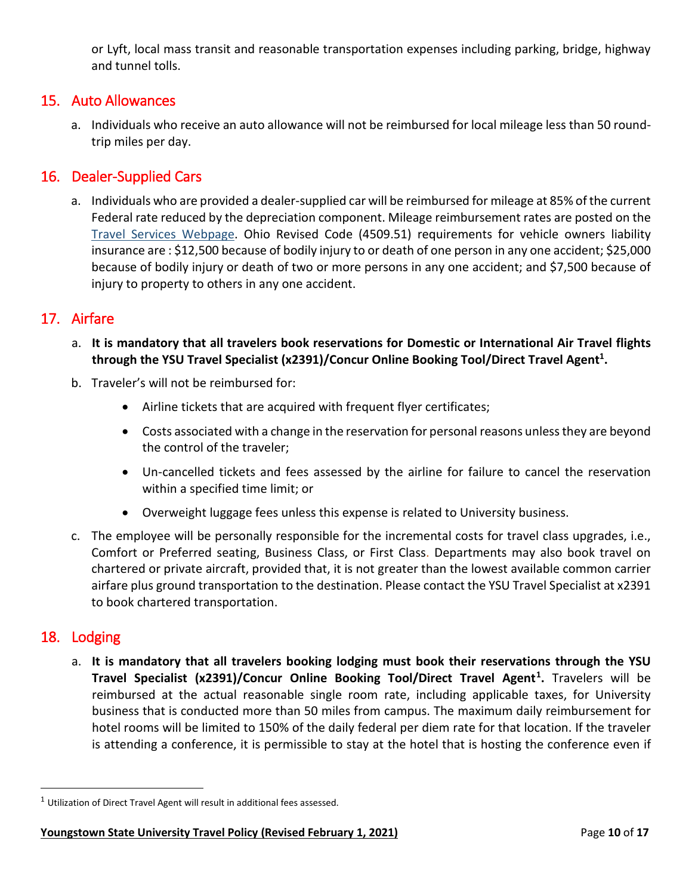or Lyft, local mass transit and reasonable transportation expenses including parking, bridge, highway and tunnel tolls.

## 15. Auto Allowances

a. Individuals who receive an auto allowance will not be reimbursed for local mileage less than 50 round-trip miles per day.

## 16. Dealer-Supplied Cars

a. Individuals who are provided a dealer-supplied car will be reimbursed for mileage at 85% of the current Federal rate reduced by the depreciation component. Mileage reimbursement rates are posted on the Travel Services Webpage. Ohio Revised Code (4509.51) requirements for vehicle owners liability insurance are : $12,500 because of bodily injury to or death of one person in any one accident; $25,000 because of bodily injury or death of two or more persons in any one accident; and $7,500 because of injury to property to others in any one accident.

## 17. Airfare

a. **It is mandatory that all travelers book reservations for Domestic or International Air Travel flights through the YSU Travel Specialist (x2391)/Concur Online Booking Tool/Direct Travel Agent[1].**

b. Traveler's will not be reimbursed for:

- Airline tickets that are acquired with frequent flyer certificates;
- Costs associated with a change in the reservation for personal reasons unless they are beyond the control of the traveler;
- Un-cancelled tickets and fees assessed by the airline for failure to cancel the reservation within a specified time limit; or
- Overweight luggage fees unless this expense is related to University business.

c. The employee will be personally responsible for the incremental costs for travel class upgrades, i.e., Comfort or Preferred seating, Business Class, or First Class. Departments may also book travel on chartered or private aircraft, provided that, it is not greater than the lowest available common carrier airfare plus ground transportation to the destination. Please contact the YSU Travel Specialist at x2391 to book chartered transportation.

## 18. Lodging

a. **It is mandatory that all travelers booking lodging must book their reservations through the YSU Travel Specialist (x2391)/Concur Online Booking Tool/Direct Travel Agent[1].** Travelers will be reimbursed at the actual reasonable single room rate, including applicable taxes, for University business that is conducted more than 50 miles from campus. The maximum daily reimbursement for hotel rooms will be limited to 150% of the daily federal per diem rate for that location. If the traveler is attending a conference, it is permissible to stay at the hotel that is hosting the conference even if

[1] Utilization of Direct Travel Agent will result in additional fees assessed.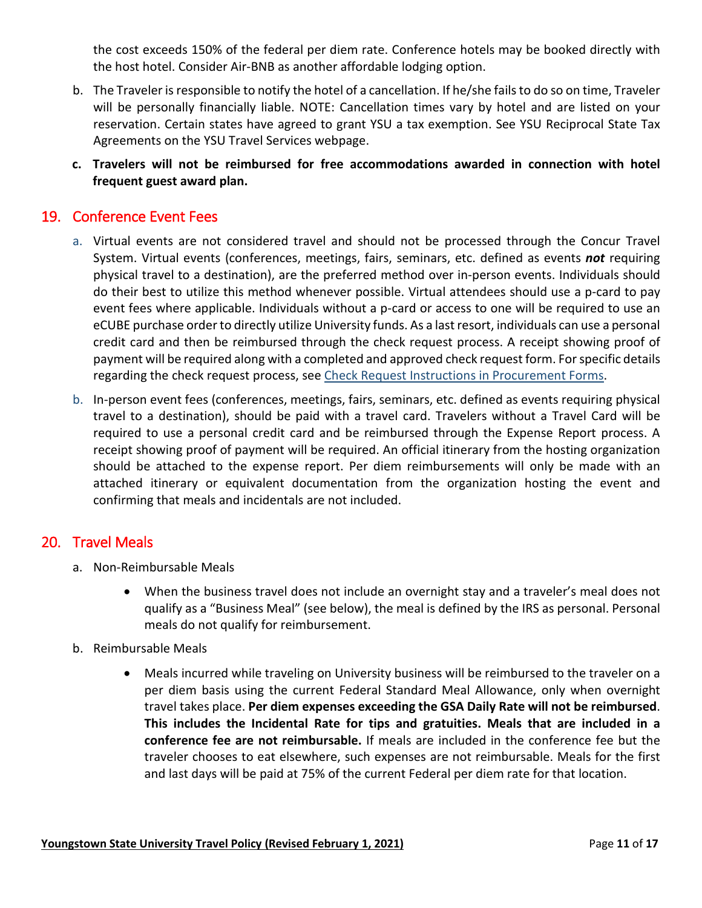the cost exceeds 150% of the federal per diem rate. Conference hotels may be booked directly with the host hotel. Consider Air-BNB as another affordable lodging option.

b. The Traveler is responsible to notify the hotel of a cancellation. If he/she fails to do so on time, Traveler will be personally financially liable. NOTE: Cancellation times vary by hotel and are listed on your reservation. Certain states have agreed to grant YSU a tax exemption. See YSU Reciprocal State Tax Agreements on the YSU Travel Services webpage.

**c. Travelers will not be reimbursed for free accommodations awarded in connection with hotel frequent guest award plan.**

## 19. Conference Event Fees

a. Virtual events are not considered travel and should not be processed through the Concur Travel System. Virtual events (conferences, meetings, fairs, seminars, etc. defined as events ***not*** requiring physical travel to a destination), are the preferred method over in-person events. Individuals should do their best to utilize this method whenever possible. Virtual attendees should use a p-card to pay event fees where applicable. Individuals without a p-card or access to one will be required to use an eCUBE purchase order to directly utilize University funds. As a last resort, individuals can use a personal credit card and then be reimbursed through the check request process. A receipt showing proof of payment will be required along with a completed and approved check request form. For specific details regarding the check request process, see Check Request Instructions in Procurement Forms.

b. In-person event fees (conferences, meetings, fairs, seminars, etc. defined as events requiring physical travel to a destination), should be paid with a travel card. Travelers without a Travel Card will be required to use a personal credit card and be reimbursed through the Expense Report process. A receipt showing proof of payment will be required. An official itinerary from the hosting organization should be attached to the expense report. Per diem reimbursements will only be made with an attached itinerary or equivalent documentation from the organization hosting the event and confirming that meals and incidentals are not included.

## 20. Travel Meals

a. Non-Reimbursable Meals

- When the business travel does not include an overnight stay and a traveler's meal does not qualify as a "Business Meal" (see below), the meal is defined by the IRS as personal. Personal meals do not qualify for reimbursement.

b. Reimbursable Meals

- Meals incurred while traveling on University business will be reimbursed to the traveler on a per diem basis using the current Federal Standard Meal Allowance, only when overnight travel takes place. **Per diem expenses exceeding the GSA Daily Rate will not be reimbursed**. **This includes the Incidental Rate for tips and gratuities. Meals that are included in a conference fee are not reimbursable.** If meals are included in the conference fee but the traveler chooses to eat elsewhere, such expenses are not reimbursable. Meals for the first and last days will be paid at 75% of the current Federal per diem rate for that location.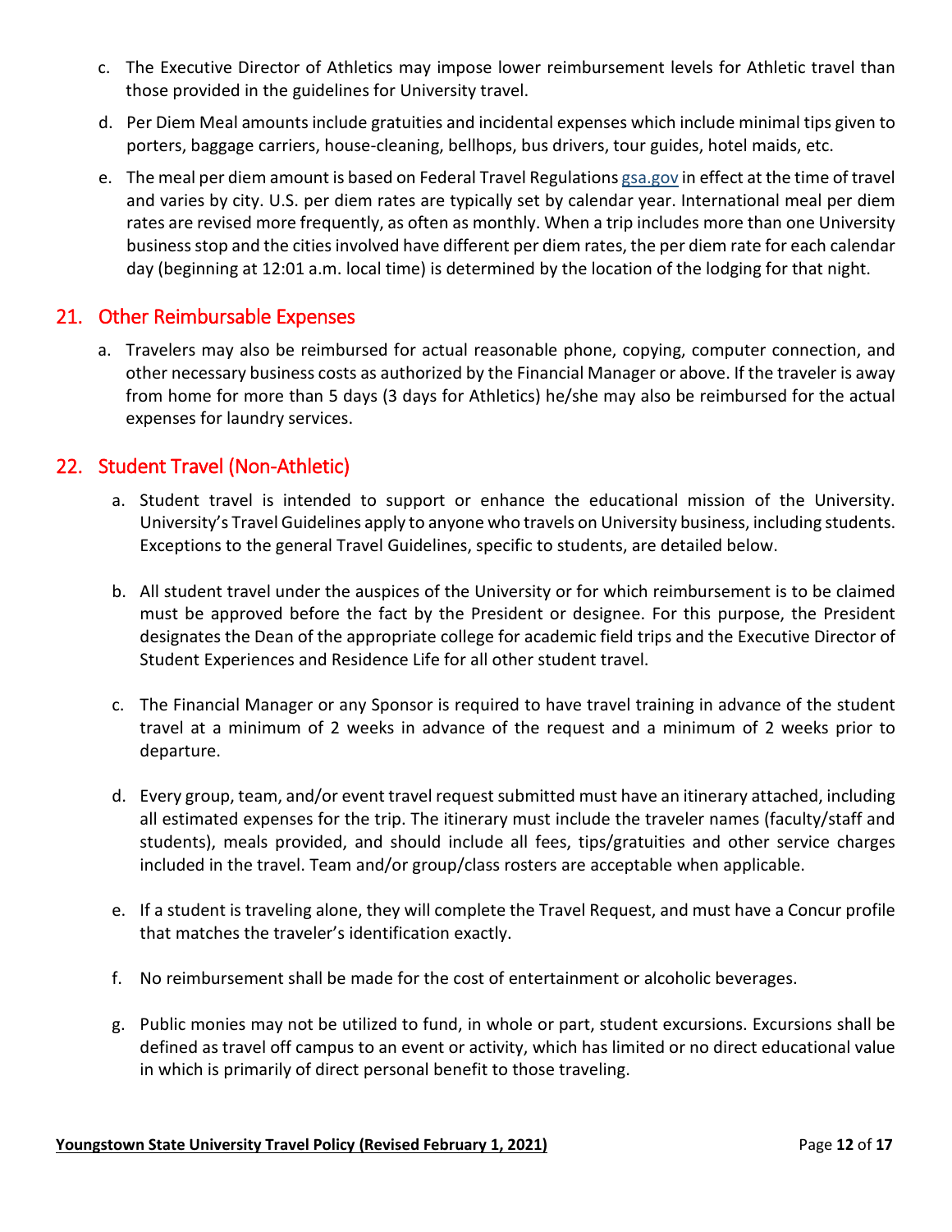c. The Executive Director of Athletics may impose lower reimbursement levels for Athletic travel than those provided in the guidelines for University travel.

d. Per Diem Meal amounts include gratuities and incidental expenses which include minimal tips given to porters, baggage carriers, house-cleaning, bellhops, bus drivers, tour guides, hotel maids, etc.

e. The meal per diem amount is based on Federal Travel Regulations gsa.gov in effect at the time of travel and varies by city. U.S. per diem rates are typically set by calendar year. International meal per diem rates are revised more frequently, as often as monthly. When a trip includes more than one University business stop and the cities involved have different per diem rates, the per diem rate for each calendar day (beginning at 12:01 a.m. local time) is determined by the location of the lodging for that night.

## 21. Other Reimbursable Expenses

a. Travelers may also be reimbursed for actual reasonable phone, copying, computer connection, and other necessary business costs as authorized by the Financial Manager or above. If the traveler is away from home for more than 5 days (3 days for Athletics) he/she may also be reimbursed for the actual expenses for laundry services.

## 22. Student Travel (Non-Athletic)

a. Student travel is intended to support or enhance the educational mission of the University. University's Travel Guidelines apply to anyone who travels on University business, including students. Exceptions to the general Travel Guidelines, specific to students, are detailed below.

b. All student travel under the auspices of the University or for which reimbursement is to be claimed must be approved before the fact by the President or designee. For this purpose, the President designates the Dean of the appropriate college for academic field trips and the Executive Director of Student Experiences and Residence Life for all other student travel.

c. The Financial Manager or any Sponsor is required to have travel training in advance of the student travel at a minimum of 2 weeks in advance of the request and a minimum of 2 weeks prior to departure.

d. Every group, team, and/or event travel request submitted must have an itinerary attached, including all estimated expenses for the trip. The itinerary must include the traveler names (faculty/staff and students), meals provided, and should include all fees, tips/gratuities and other service charges included in the travel. Team and/or group/class rosters are acceptable when applicable.

e. If a student is traveling alone, they will complete the Travel Request, and must have a Concur profile that matches the traveler's identification exactly.

f. No reimbursement shall be made for the cost of entertainment or alcoholic beverages.

g. Public monies may not be utilized to fund, in whole or part, student excursions. Excursions shall be defined as travel off campus to an event or activity, which has limited or no direct educational value in which is primarily of direct personal benefit to those traveling.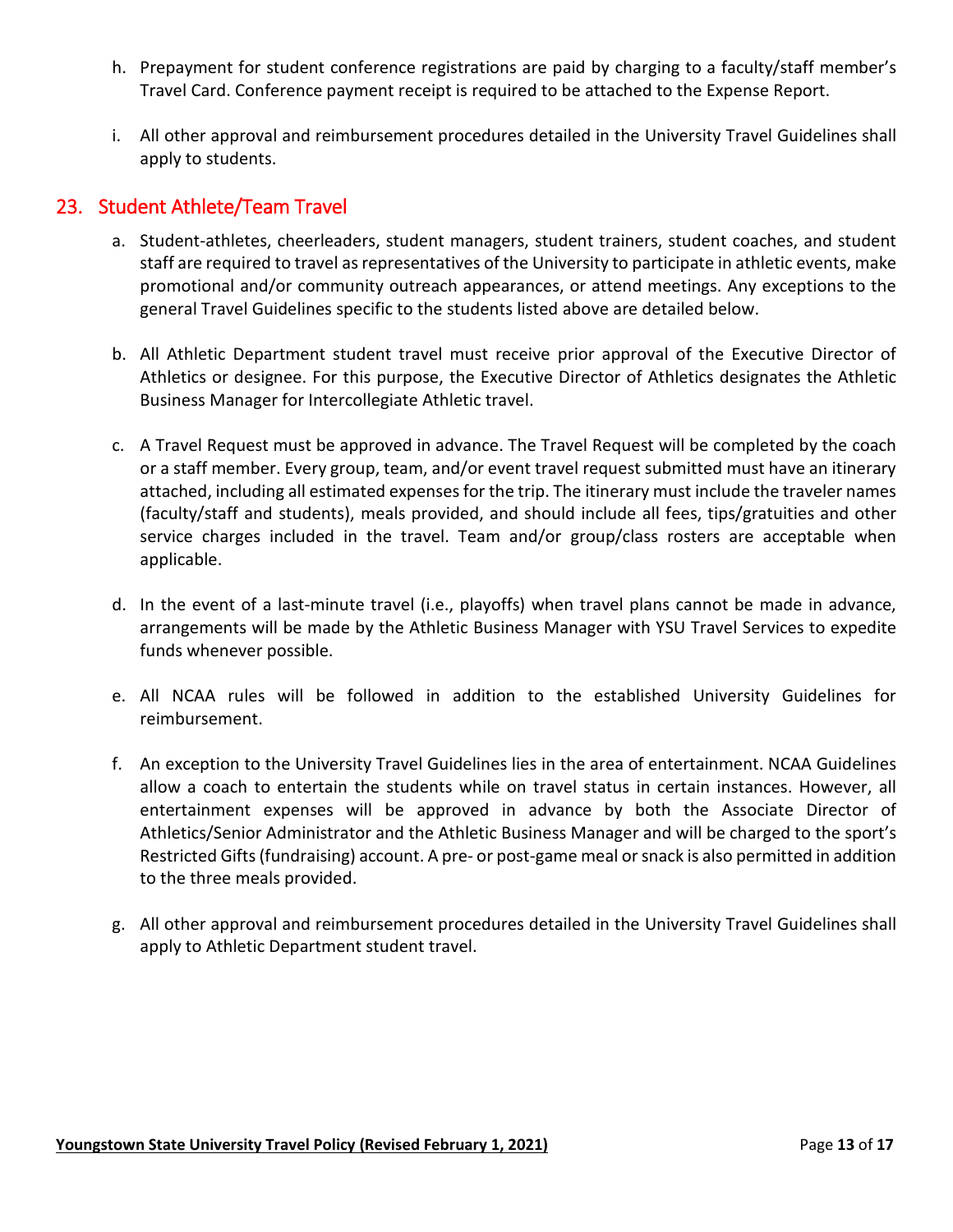h. Prepayment for student conference registrations are paid by charging to a faculty/staff member's Travel Card. Conference payment receipt is required to be attached to the Expense Report.

i. All other approval and reimbursement procedures detailed in the University Travel Guidelines shall apply to students.

## 23. Student Athlete/Team Travel

a. Student-athletes, cheerleaders, student managers, student trainers, student coaches, and student staff are required to travel as representatives of the University to participate in athletic events, make promotional and/or community outreach appearances, or attend meetings. Any exceptions to the general Travel Guidelines specific to the students listed above are detailed below.

b. All Athletic Department student travel must receive prior approval of the Executive Director of Athletics or designee. For this purpose, the Executive Director of Athletics designates the Athletic Business Manager for Intercollegiate Athletic travel.

c. A Travel Request must be approved in advance. The Travel Request will be completed by the coach or a staff member. Every group, team, and/or event travel request submitted must have an itinerary attached, including all estimated expenses for the trip. The itinerary must include the traveler names (faculty/staff and students), meals provided, and should include all fees, tips/gratuities and other service charges included in the travel. Team and/or group/class rosters are acceptable when applicable.

d. In the event of a last-minute travel (i.e., playoffs) when travel plans cannot be made in advance, arrangements will be made by the Athletic Business Manager with YSU Travel Services to expedite funds whenever possible.

e. All NCAA rules will be followed in addition to the established University Guidelines for reimbursement.

f. An exception to the University Travel Guidelines lies in the area of entertainment. NCAA Guidelines allow a coach to entertain the students while on travel status in certain instances. However, all entertainment expenses will be approved in advance by both the Associate Director of Athletics/Senior Administrator and the Athletic Business Manager and will be charged to the sport's Restricted Gifts (fundraising) account. A pre- or post-game meal or snack is also permitted in addition to the three meals provided.

g. All other approval and reimbursement procedures detailed in the University Travel Guidelines shall apply to Athletic Department student travel.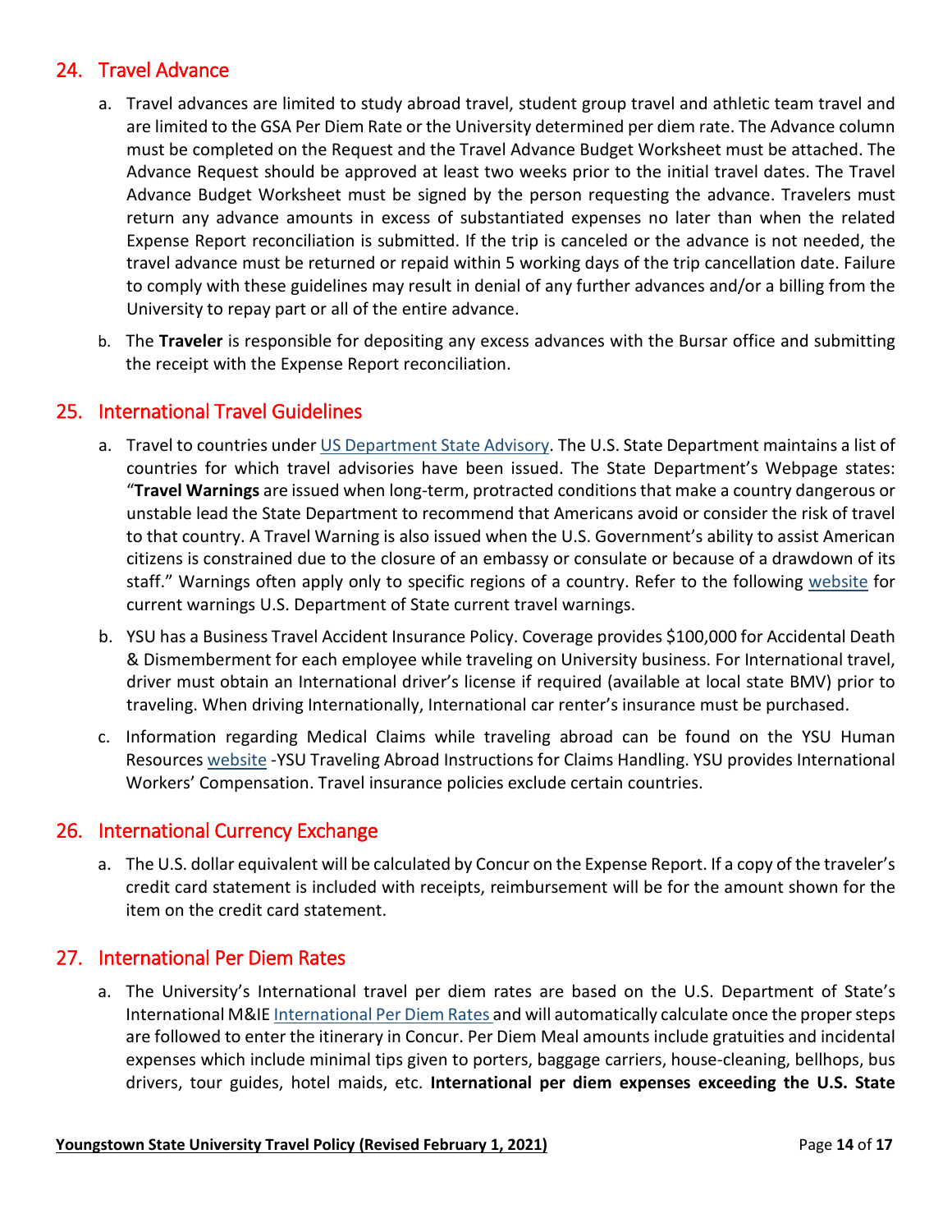## 24. Travel Advance

a. Travel advances are limited to study abroad travel, student group travel and athletic team travel and are limited to the GSA Per Diem Rate or the University determined per diem rate. The Advance column must be completed on the Request and the Travel Advance Budget Worksheet must be attached. The Advance Request should be approved at least two weeks prior to the initial travel dates. The Travel Advance Budget Worksheet must be signed by the person requesting the advance. Travelers must return any advance amounts in excess of substantiated expenses no later than when the related Expense Report reconciliation is submitted. If the trip is canceled or the advance is not needed, the travel advance must be returned or repaid within 5 working days of the trip cancellation date. Failure to comply with these guidelines may result in denial of any further advances and/or a billing from the University to repay part or all of the entire advance.

b. The **Traveler** is responsible for depositing any excess advances with the Bursar office and submitting the receipt with the Expense Report reconciliation.

## 25. International Travel Guidelines

a. Travel to countries under US Department State Advisory. The U.S. State Department maintains a list of countries for which travel advisories have been issued. The State Department's Webpage states: "**Travel Warnings** are issued when long-term, protracted conditions that make a country dangerous or unstable lead the State Department to recommend that Americans avoid or consider the risk of travel to that country. A Travel Warning is also issued when the U.S. Government's ability to assist American citizens is constrained due to the closure of an embassy or consulate or because of a drawdown of its staff." Warnings often apply only to specific regions of a country. Refer to the following website for current warnings U.S. Department of State current travel warnings.

b. YSU has a Business Travel Accident Insurance Policy. Coverage provides $100,000 for Accidental Death & Dismemberment for each employee while traveling on University business. For International travel, driver must obtain an International driver's license if required (available at local state BMV) prior to traveling. When driving Internationally, International car renter's insurance must be purchased.

c. Information regarding Medical Claims while traveling abroad can be found on the YSU Human Resources website -YSU Traveling Abroad Instructions for Claims Handling. YSU provides International Workers' Compensation. Travel insurance policies exclude certain countries.

## 26. International Currency Exchange

a. The U.S. dollar equivalent will be calculated by Concur on the Expense Report. If a copy of the traveler's credit card statement is included with receipts, reimbursement will be for the amount shown for the item on the credit card statement.

## 27. International Per Diem Rates

a. The University's International travel per diem rates are based on the U.S. Department of State's International M&IE International Per Diem Rates and will automatically calculate once the proper steps are followed to enter the itinerary in Concur. Per Diem Meal amounts include gratuities and incidental expenses which include minimal tips given to porters, baggage carriers, house-cleaning, bellhops, bus drivers, tour guides, hotel maids, etc. **International per diem expenses exceeding the U.S. State**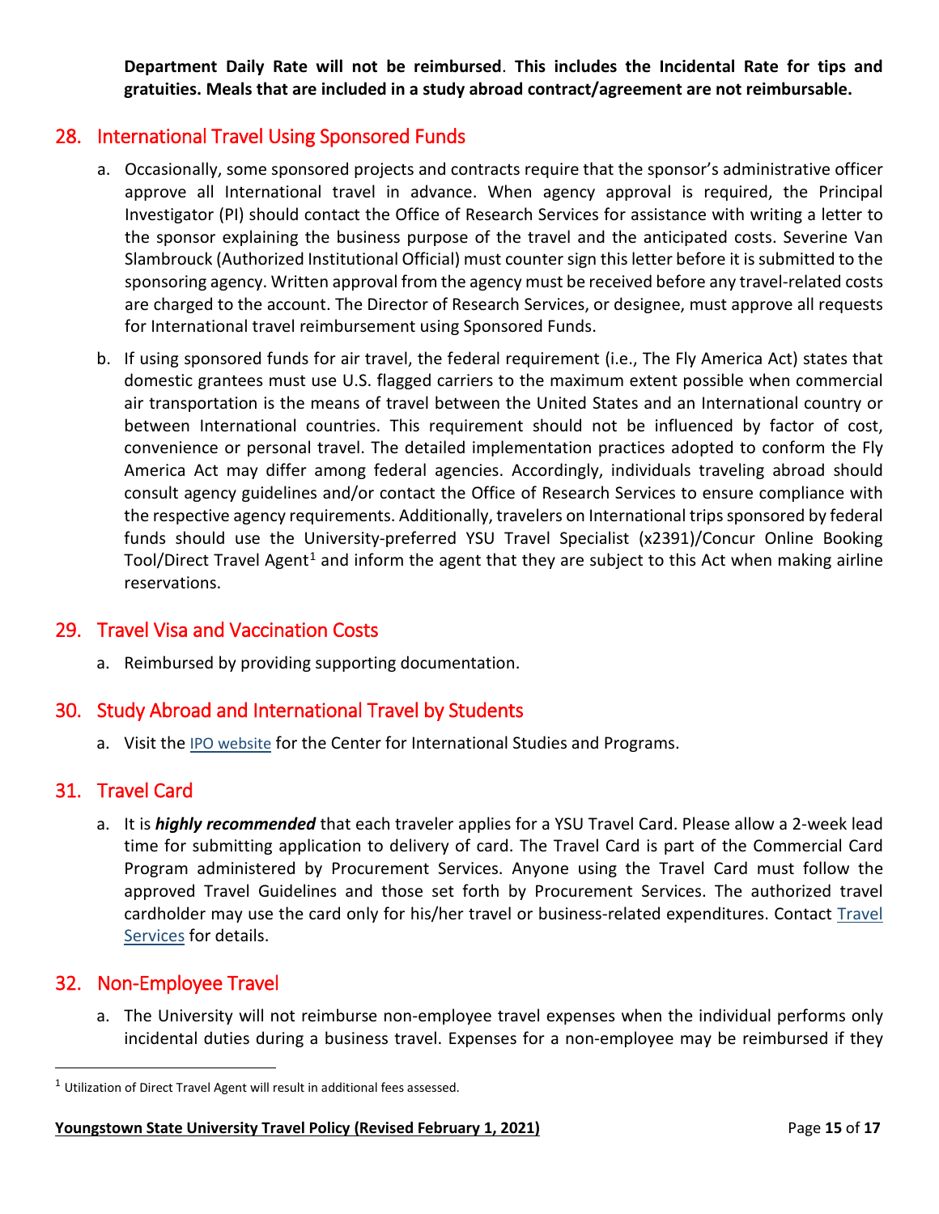**Department Daily Rate will not be reimbursed**. **This includes the Incidental Rate for tips and gratuities. Meals that are included in a study abroad contract/agreement are not reimbursable.**

## 28. International Travel Using Sponsored Funds

a. Occasionally, some sponsored projects and contracts require that the sponsor's administrative officer approve all International travel in advance. When agency approval is required, the Principal Investigator (PI) should contact the Office of Research Services for assistance with writing a letter to the sponsor explaining the business purpose of the travel and the anticipated costs. Severine Van Slambrouck (Authorized Institutional Official) must counter sign this letter before it is submitted to the sponsoring agency. Written approval from the agency must be received before any travel-related costs are charged to the account. The Director of Research Services, or designee, must approve all requests for International travel reimbursement using Sponsored Funds.

b. If using sponsored funds for air travel, the federal requirement (i.e., The Fly America Act) states that domestic grantees must use U.S. flagged carriers to the maximum extent possible when commercial air transportation is the means of travel between the United States and an International country or between International countries. This requirement should not be influenced by factor of cost, convenience or personal travel. The detailed implementation practices adopted to conform the Fly America Act may differ among federal agencies. Accordingly, individuals traveling abroad should consult agency guidelines and/or contact the Office of Research Services to ensure compliance with the respective agency requirements. Additionally, travelers on International trips sponsored by federal funds should use the University-preferred YSU Travel Specialist (x2391)/Concur Online Booking Tool/Direct Travel Agent[1] and inform the agent that they are subject to this Act when making airline reservations.

## 29. Travel Visa and Vaccination Costs

a. Reimbursed by providing supporting documentation.

## 30. Study Abroad and International Travel by Students

a. Visit the IPO website for the Center for International Studies and Programs.

## 31. Travel Card

a. It is ***highly recommended*** that each traveler applies for a YSU Travel Card. Please allow a 2-week lead time for submitting application to delivery of card. The Travel Card is part of the Commercial Card Program administered by Procurement Services. Anyone using the Travel Card must follow the approved Travel Guidelines and those set forth by Procurement Services. The authorized travel cardholder may use the card only for his/her travel or business-related expenditures. Contact Travel Services for details.

## 32. Non-Employee Travel

a. The University will not reimburse non-employee travel expenses when the individual performs only incidental duties during a business travel. Expenses for a non-employee may be reimbursed if they

---

[1] Utilization of Direct Travel Agent will result in additional fees assessed.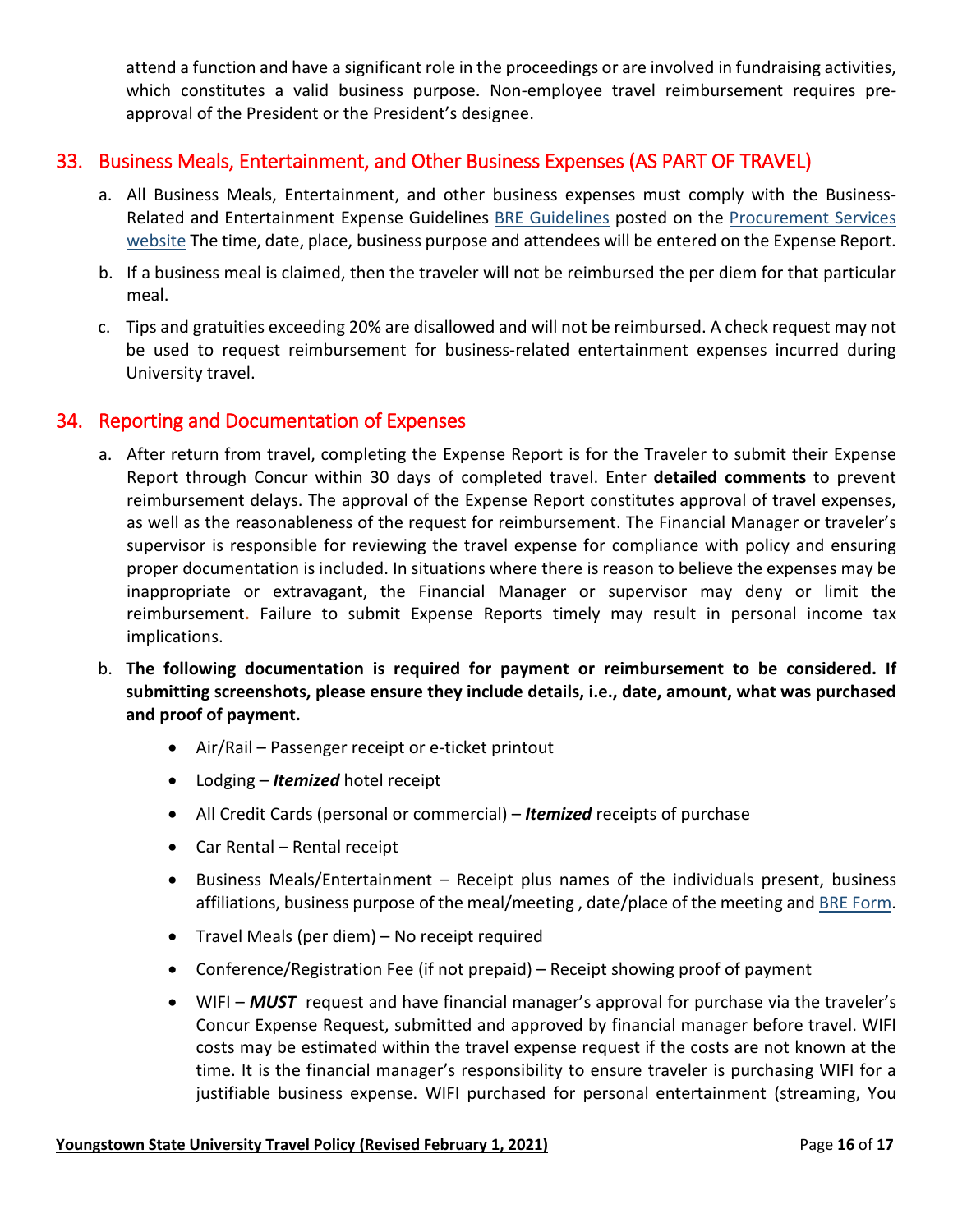attend a function and have a significant role in the proceedings or are involved in fundraising activities, which constitutes a valid business purpose. Non-employee travel reimbursement requires pre-approval of the President or the President's designee.

## 33. Business Meals, Entertainment, and Other Business Expenses (AS PART OF TRAVEL)

a. All Business Meals, Entertainment, and other business expenses must comply with the Business-Related and Entertainment Expense Guidelines BRE Guidelines posted on the Procurement Services website The time, date, place, business purpose and attendees will be entered on the Expense Report.

b. If a business meal is claimed, then the traveler will not be reimbursed the per diem for that particular meal.

c. Tips and gratuities exceeding 20% are disallowed and will not be reimbursed. A check request may not be used to request reimbursement for business-related entertainment expenses incurred during University travel.

## 34. Reporting and Documentation of Expenses

a. After return from travel, completing the Expense Report is for the Traveler to submit their Expense Report through Concur within 30 days of completed travel. Enter **detailed comments** to prevent reimbursement delays. The approval of the Expense Report constitutes approval of travel expenses, as well as the reasonableness of the request for reimbursement. The Financial Manager or traveler's supervisor is responsible for reviewing the travel expense for compliance with policy and ensuring proper documentation is included. In situations where there is reason to believe the expenses may be inappropriate or extravagant, the Financial Manager or supervisor may deny or limit the reimbursement. Failure to submit Expense Reports timely may result in personal income tax implications.

b. **The following documentation is required for payment or reimbursement to be considered. If submitting screenshots, please ensure they include details, i.e., date, amount, what was purchased and proof of payment.**

- Air/Rail – Passenger receipt or e-ticket printout
- Lodging – ***Itemized*** hotel receipt
- All Credit Cards (personal or commercial) – ***Itemized*** receipts of purchase
- Car Rental – Rental receipt
- Business Meals/Entertainment – Receipt plus names of the individuals present, business affiliations, business purpose of the meal/meeting , date/place of the meeting and BRE Form.
- Travel Meals (per diem) – No receipt required
- Conference/Registration Fee (if not prepaid) – Receipt showing proof of payment
- WIFI – ***MUST*** request and have financial manager's approval for purchase via the traveler's Concur Expense Request, submitted and approved by financial manager before travel. WIFI costs may be estimated within the travel expense request if the costs are not known at the time. It is the financial manager's responsibility to ensure traveler is purchasing WIFI for a justifiable business expense. WIFI purchased for personal entertainment (streaming, You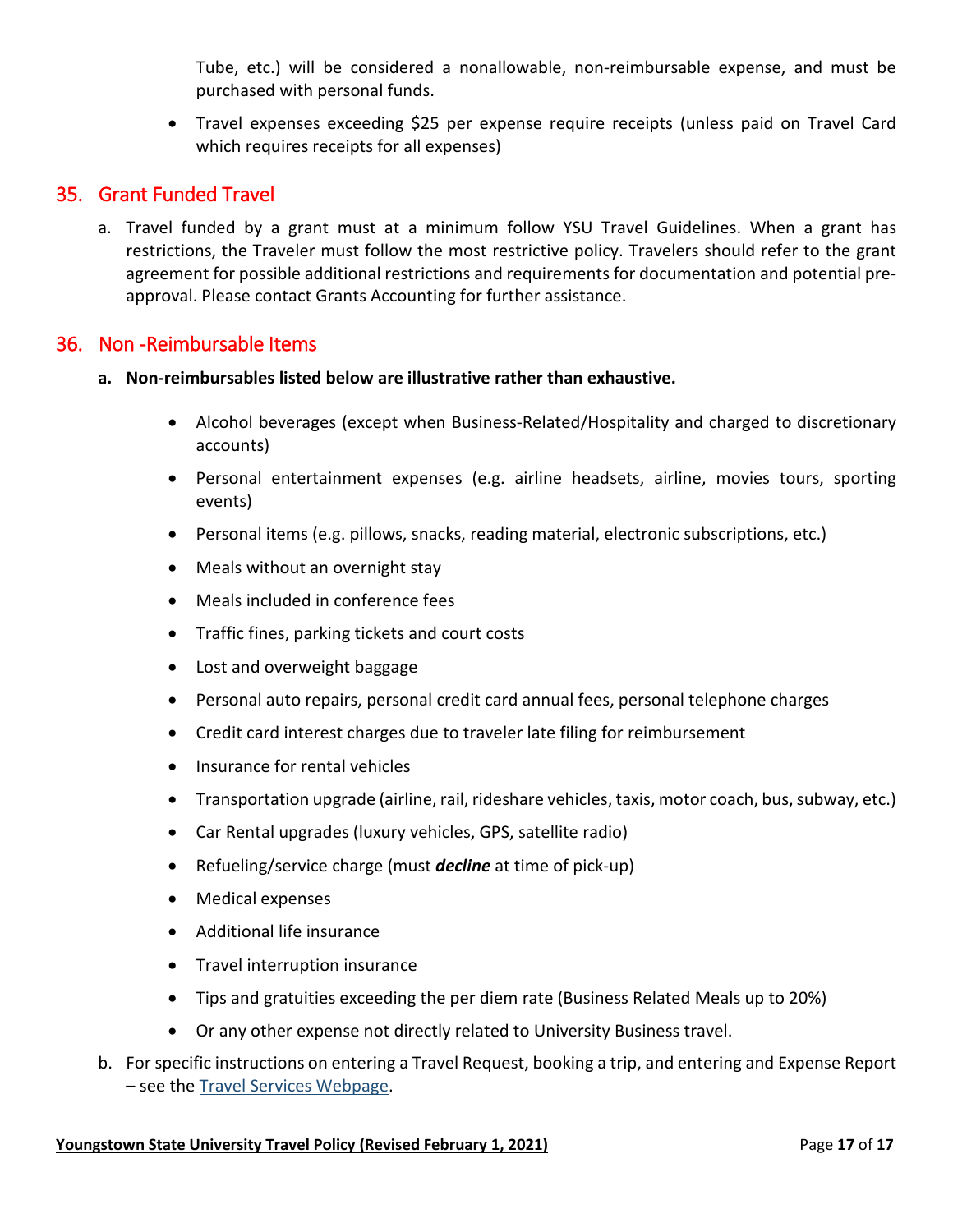Tube, etc.) will be considered a nonallowable, non-reimbursable expense, and must be purchased with personal funds.

- Travel expenses exceeding $25 per expense require receipts (unless paid on Travel Card which requires receipts for all expenses)

## 35. Grant Funded Travel

a. Travel funded by a grant must at a minimum follow YSU Travel Guidelines. When a grant has restrictions, the Traveler must follow the most restrictive policy. Travelers should refer to the grant agreement for possible additional restrictions and requirements for documentation and potential pre-approval. Please contact Grants Accounting for further assistance.

## 36. Non -Reimbursable Items

**a. Non-reimbursables listed below are illustrative rather than exhaustive.**

- Alcohol beverages (except when Business-Related/Hospitality and charged to discretionary accounts)
- Personal entertainment expenses (e.g. airline headsets, airline, movies tours, sporting events)
- Personal items (e.g. pillows, snacks, reading material, electronic subscriptions, etc.)
- Meals without an overnight stay
- Meals included in conference fees
- Traffic fines, parking tickets and court costs
- Lost and overweight baggage
- Personal auto repairs, personal credit card annual fees, personal telephone charges
- Credit card interest charges due to traveler late filing for reimbursement
- Insurance for rental vehicles
- Transportation upgrade (airline, rail, rideshare vehicles, taxis, motor coach, bus, subway, etc.)
- Car Rental upgrades (luxury vehicles, GPS, satellite radio)
- Refueling/service charge (must ***decline*** at time of pick-up)
- Medical expenses
- Additional life insurance
- Travel interruption insurance
- Tips and gratuities exceeding the per diem rate (Business Related Meals up to 20%)
- Or any other expense not directly related to University Business travel.

b. For specific instructions on entering a Travel Request, booking a trip, and entering and Expense Report – see the Travel Services Webpage.

**Youngstown State University Travel Policy (Revised February 1, 2021)**